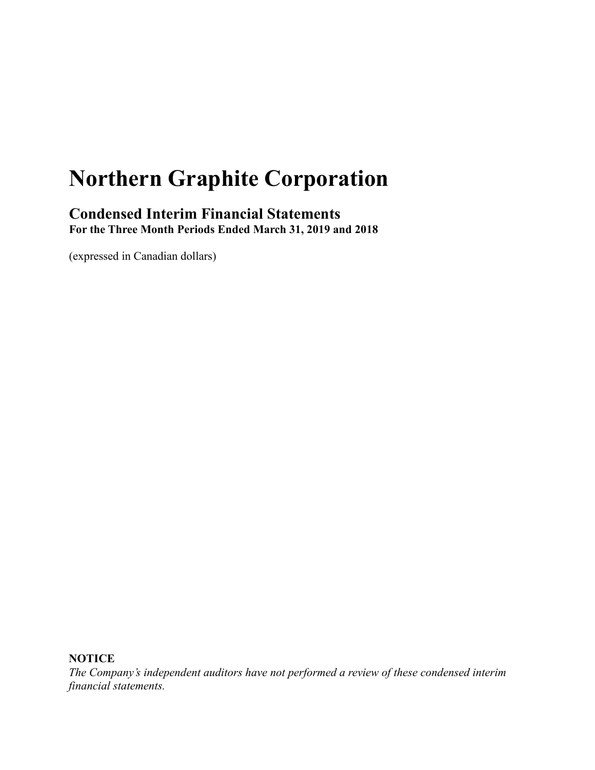# Northern Graphite Corporation

## Condensed Interim Financial Statements

**For the Three Month Periods Ended March 31, 2019 and 2018**

(expressed in Canadian dollars)

**NOTICE**

*The Company's independent auditors have not performed a review of these condensed interim financial statements.*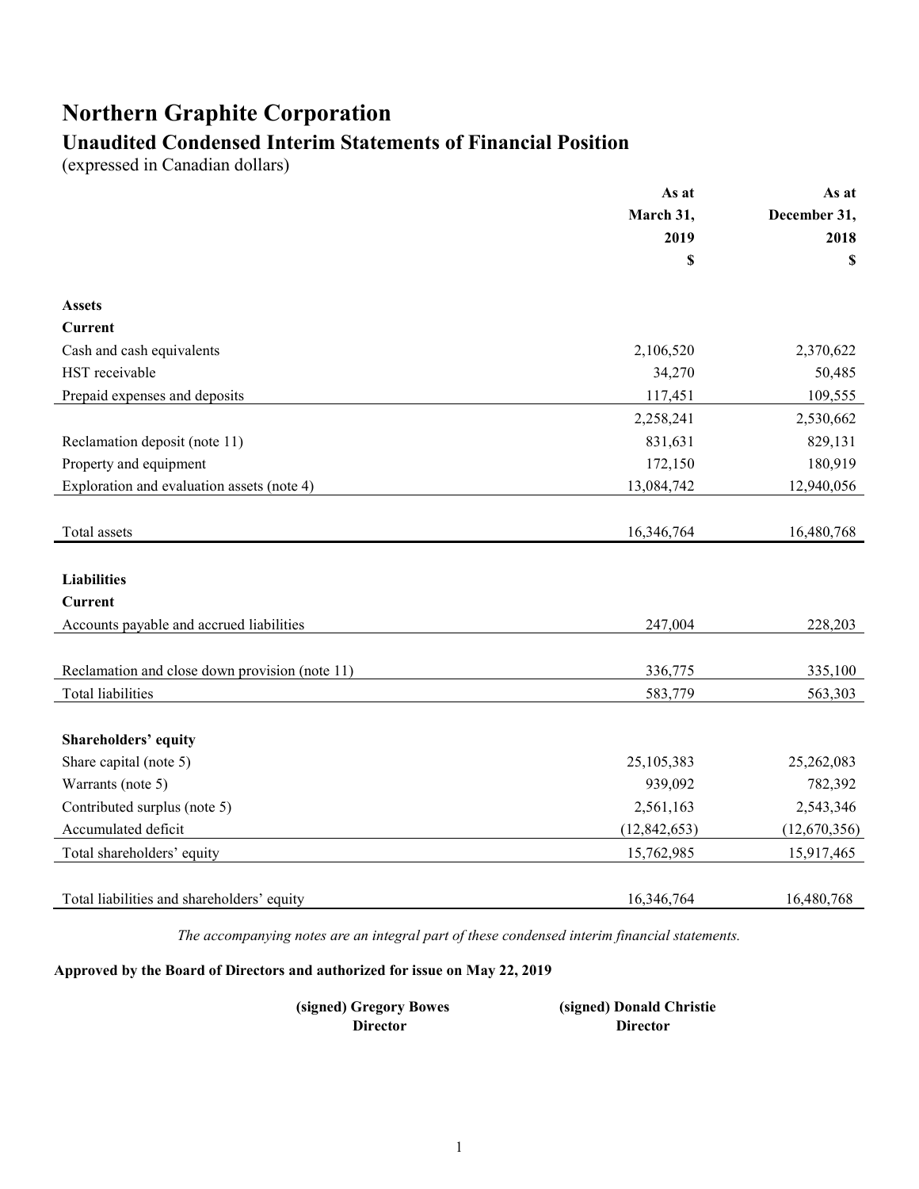# Northern Graphite Corporation

## Unaudited Condensed Interim Statements of Financial Position

(expressed in Canadian dollars)

| | As at March 31, 2019 $ | As at December 31, 2018 $ |
|---|---|---|
| **Assets** | | |
| **Current** | | |
| Cash and cash equivalents | 2,106,520 | 2,370,622 |
| HST receivable | 34,270 | 50,485 |
| Prepaid expenses and deposits | 117,451 | 109,555 |
| | 2,258,241 | 2,530,662 |
| Reclamation deposit (note 11) | 831,631 | 829,131 |
| Property and equipment | 172,150 | 180,919 |
| Exploration and evaluation assets (note 4) | 13,084,742 | 12,940,056 |
| Total assets | 16,346,764 | 16,480,768 |
| **Liabilities** | | |
| **Current** | | |
| Accounts payable and accrued liabilities | 247,004 | 228,203 |
| Reclamation and close down provision (note 11) | 336,775 | 335,100 |
| Total liabilities | 583,779 | 563,303 |
| **Shareholders' equity** | | |
| Share capital (note 5) | 25,105,383 | 25,262,083 |
| Warrants (note 5) | 939,092 | 782,392 |
| Contributed surplus (note 5) | 2,561,163 | 2,543,346 |
| Accumulated deficit | (12,842,653) | (12,670,356) |
| Total shareholders' equity | 15,762,985 | 15,917,465 |
| Total liabilities and shareholders' equity | 16,346,764 | 16,480,768 |

*The accompanying notes are an integral part of these condensed interim financial statements.*

**Approved by the Board of Directors and authorized for issue on May 22, 2019**

**(signed) Gregory Bowes**
**Director**

**(signed) Donald Christie**
**Director**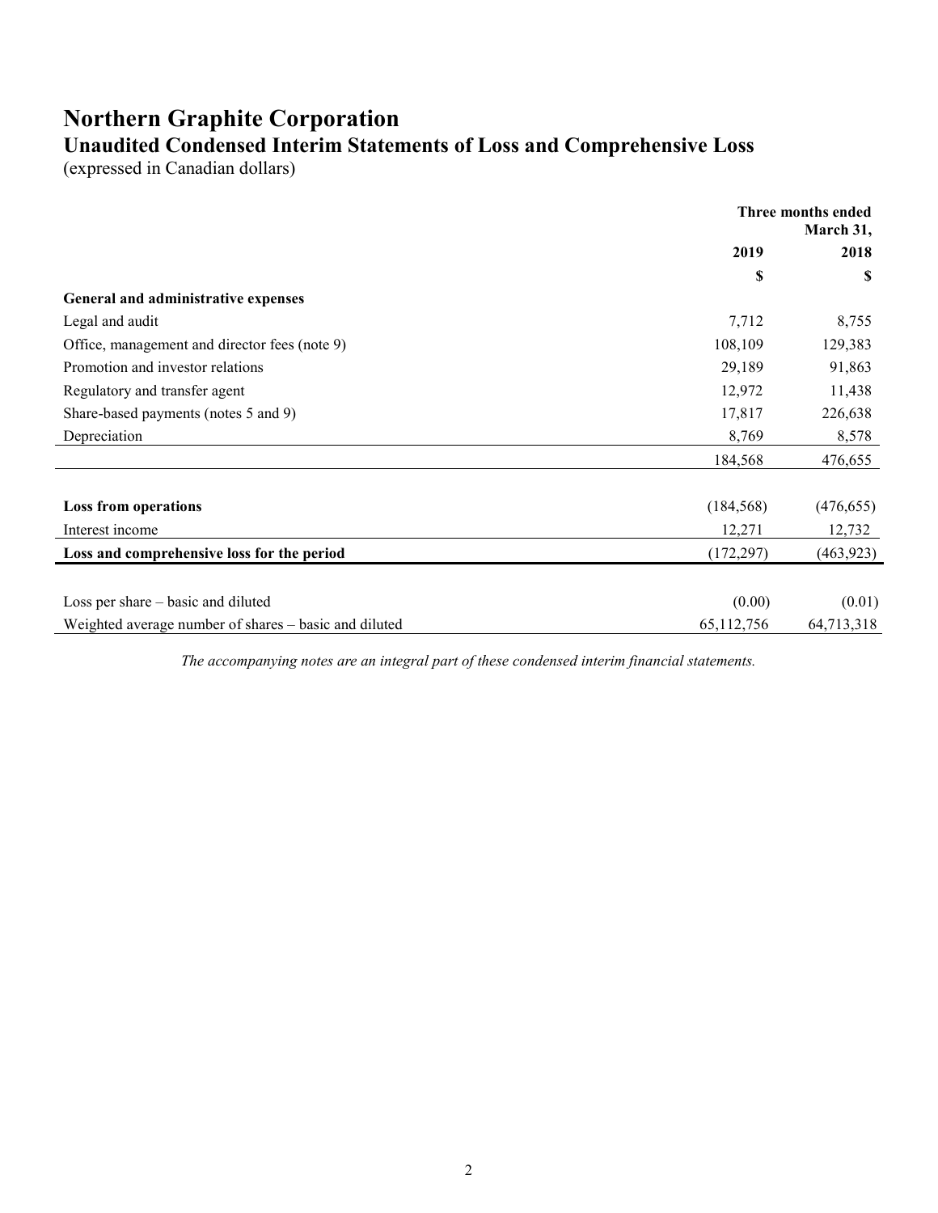# Northern Graphite Corporation

## Unaudited Condensed Interim Statements of Loss and Comprehensive Loss

(expressed in Canadian dollars)

| | Three months ended March 31, | |
|---|---|---|
| | 2019 | 2018 |
| | $ | $ |
| **General and administrative expenses** | | |
| Legal and audit | 7,712 | 8,755 |
| Office, management and director fees (note 9) | 108,109 | 129,383 |
| Promotion and investor relations | 29,189 | 91,863 |
| Regulatory and transfer agent | 12,972 | 11,438 |
| Share-based payments (notes 5 and 9) | 17,817 | 226,638 |
| Depreciation | 8,769 | 8,578 |
| | 184,568 | 476,655 |
| **Loss from operations** | (184,568) | (476,655) |
| Interest income | 12,271 | 12,732 |
| **Loss and comprehensive loss for the period** | (172,297) | (463,923) |
| Loss per share – basic and diluted | (0.00) | (0.01) |
| Weighted average number of shares – basic and diluted | 65,112,756 | 64,713,318 |

*The accompanying notes are an integral part of these condensed interim financial statements.*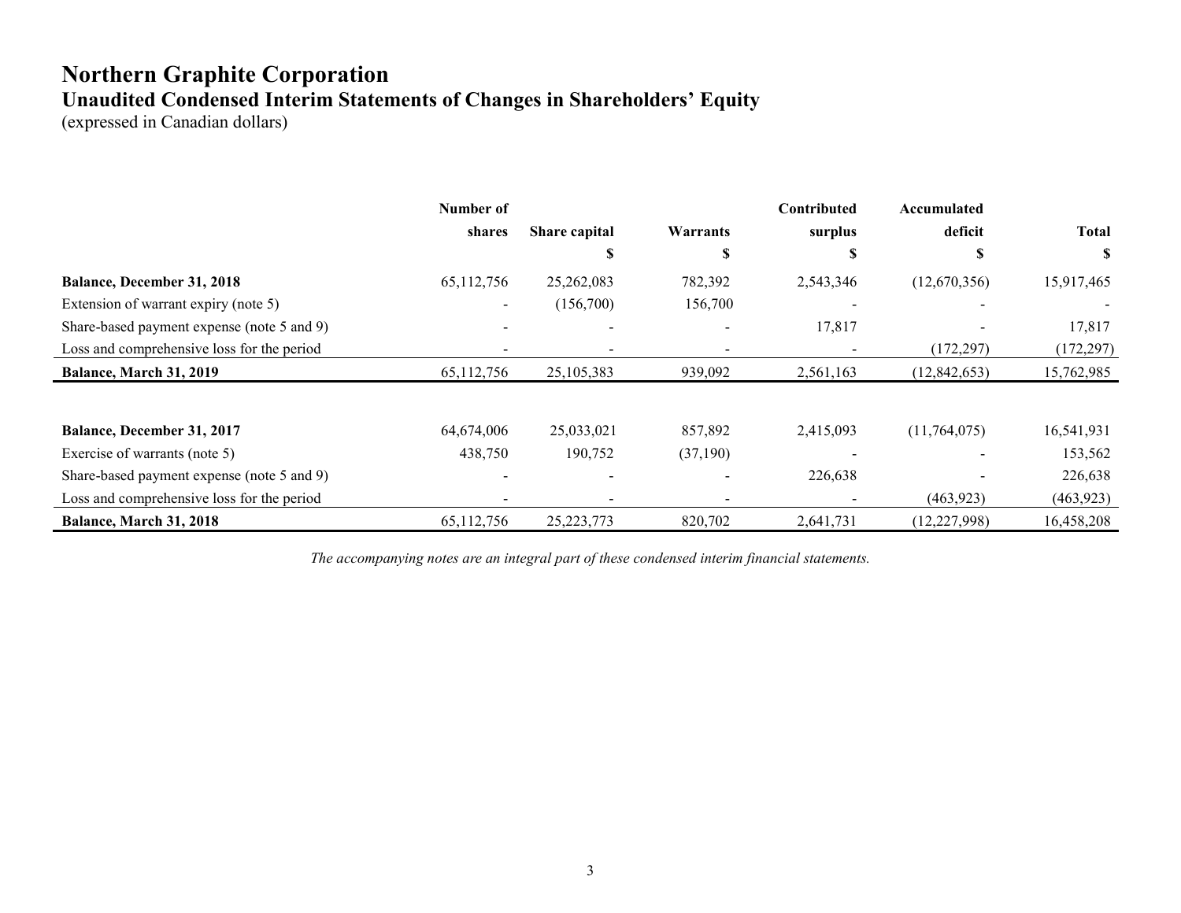# Northern Graphite Corporation

## Unaudited Condensed Interim Statements of Changes in Shareholders' Equity

(expressed in Canadian dollars)

| | Number of shares | Share capital | Warrants | Contributed surplus | Accumulated deficit | Total |
|---|---|---|---|---|---|---|
| | | $ | $ | $ | $ | $ |
| **Balance, December 31, 2018** | 65,112,756 | 25,262,083 | 782,392 | 2,543,346 | (12,670,356) | 15,917,465 |
| Extension of warrant expiry (note 5) | - | (156,700) | 156,700 | - | - | - |
| Share-based payment expense (note 5 and 9) | - | - | - | 17,817 | - | 17,817 |
| Loss and comprehensive loss for the period | - | - | - | - | (172,297) | (172,297) |
| **Balance, March 31, 2019** | 65,112,756 | 25,105,383 | 939,092 | 2,561,163 | (12,842,653) | 15,762,985 |
| | | | | | | |
| **Balance, December 31, 2017** | 64,674,006 | 25,033,021 | 857,892 | 2,415,093 | (11,764,075) | 16,541,931 |
| Exercise of warrants (note 5) | 438,750 | 190,752 | (37,190) | - | - | 153,562 |
| Share-based payment expense (note 5 and 9) | - | - | - | 226,638 | - | 226,638 |
| Loss and comprehensive loss for the period | - | - | - | - | (463,923) | (463,923) |
| **Balance, March 31, 2018** | 65,112,756 | 25,223,773 | 820,702 | 2,641,731 | (12,227,998) | 16,458,208 |

*The accompanying notes are an integral part of these condensed interim financial statements.*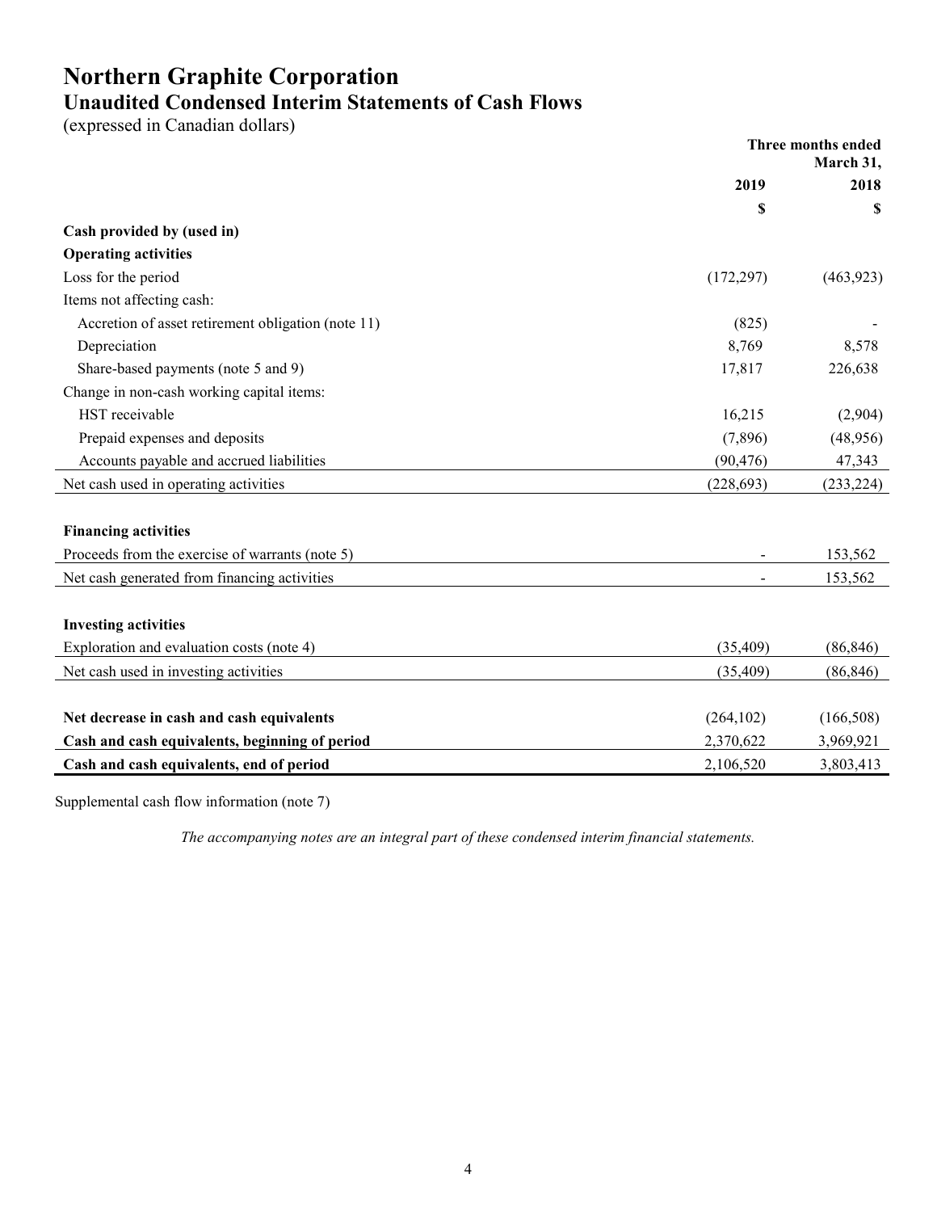# Northern Graphite Corporation

## Unaudited Condensed Interim Statements of Cash Flows

(expressed in Canadian dollars)

| | Three months ended March 31, | |
|---|---|---|
| | 2019 | 2018 |
| | $ | $ |
| **Cash provided by (used in)** | | |
| **Operating activities** | | |
| Loss for the period | (172,297) | (463,923) |
| Items not affecting cash: | | |
| Accretion of asset retirement obligation (note 11) | (825) | - |
| Depreciation | 8,769 | 8,578 |
| Share-based payments (note 5 and 9) | 17,817 | 226,638 |
| Change in non-cash working capital items: | | |
| HST receivable | 16,215 | (2,904) |
| Prepaid expenses and deposits | (7,896) | (48,956) |
| Accounts payable and accrued liabilities | (90,476) | 47,343 |
| Net cash used in operating activities | (228,693) | (233,224) |
| | | |
| **Financing activities** | | |
| Proceeds from the exercise of warrants (note 5) | - | 153,562 |
| Net cash generated from financing activities | - | 153,562 |
| | | |
| **Investing activities** | | |
| Exploration and evaluation costs (note 4) | (35,409) | (86,846) |
| Net cash used in investing activities | (35,409) | (86,846) |
| | | |
| **Net decrease in cash and cash equivalents** | (264,102) | (166,508) |
| **Cash and cash equivalents, beginning of period** | 2,370,622 | 3,969,921 |
| **Cash and cash equivalents, end of period** | 2,106,520 | 3,803,413 |

Supplemental cash flow information (note 7)

*The accompanying notes are an integral part of these condensed interim financial statements.*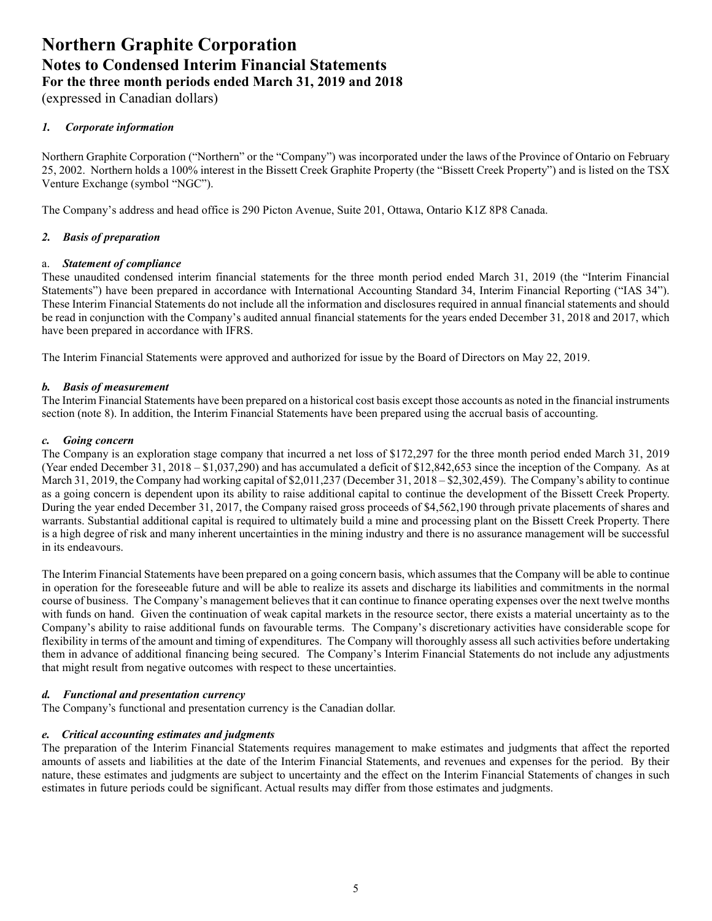# Northern Graphite Corporation
## Notes to Condensed Interim Financial Statements
### For the three month periods ended March 31, 2019 and 2018
(expressed in Canadian dollars)

### *1. Corporate information*

Northern Graphite Corporation ("Northern" or the "Company") was incorporated under the laws of the Province of Ontario on February 25, 2002. Northern holds a 100% interest in the Bissett Creek Graphite Property (the "Bissett Creek Property") and is listed on the TSX Venture Exchange (symbol "NGC").

The Company's address and head office is 290 Picton Avenue, Suite 201, Ottawa, Ontario K1Z 8P8 Canada.

### *2. Basis of preparation*

#### a. *Statement of compliance*

These unaudited condensed interim financial statements for the three month period ended March 31, 2019 (the "Interim Financial Statements") have been prepared in accordance with International Accounting Standard 34, Interim Financial Reporting ("IAS 34"). These Interim Financial Statements do not include all the information and disclosures required in annual financial statements and should be read in conjunction with the Company's audited annual financial statements for the years ended December 31, 2018 and 2017, which have been prepared in accordance with IFRS.

The Interim Financial Statements were approved and authorized for issue by the Board of Directors on May 22, 2019.

#### *b. Basis of measurement*

The Interim Financial Statements have been prepared on a historical cost basis except those accounts as noted in the financial instruments section (note 8). In addition, the Interim Financial Statements have been prepared using the accrual basis of accounting.

#### *c. Going concern*

The Company is an exploration stage company that incurred a net loss of $172,297 for the three month period ended March 31, 2019 (Year ended December 31, 2018 – $1,037,290) and has accumulated a deficit of $12,842,653 since the inception of the Company. As at March 31, 2019, the Company had working capital of $2,011,237 (December 31, 2018 – $2,302,459). The Company's ability to continue as a going concern is dependent upon its ability to raise additional capital to continue the development of the Bissett Creek Property. During the year ended December 31, 2017, the Company raised gross proceeds of $4,562,190 through private placements of shares and warrants. Substantial additional capital is required to ultimately build a mine and processing plant on the Bissett Creek Property. There is a high degree of risk and many inherent uncertainties in the mining industry and there is no assurance management will be successful in its endeavours.

The Interim Financial Statements have been prepared on a going concern basis, which assumes that the Company will be able to continue in operation for the foreseeable future and will be able to realize its assets and discharge its liabilities and commitments in the normal course of business. The Company's management believes that it can continue to finance operating expenses over the next twelve months with funds on hand. Given the continuation of weak capital markets in the resource sector, there exists a material uncertainty as to the Company's ability to raise additional funds on favourable terms. The Company's discretionary activities have considerable scope for flexibility in terms of the amount and timing of expenditures. The Company will thoroughly assess all such activities before undertaking them in advance of additional financing being secured. The Company's Interim Financial Statements do not include any adjustments that might result from negative outcomes with respect to these uncertainties.

#### *d. Functional and presentation currency*

The Company's functional and presentation currency is the Canadian dollar.

#### *e. Critical accounting estimates and judgments*

The preparation of the Interim Financial Statements requires management to make estimates and judgments that affect the reported amounts of assets and liabilities at the date of the Interim Financial Statements, and revenues and expenses for the period. By their nature, these estimates and judgments are subject to uncertainty and the effect on the Interim Financial Statements of changes in such estimates in future periods could be significant. Actual results may differ from those estimates and judgments.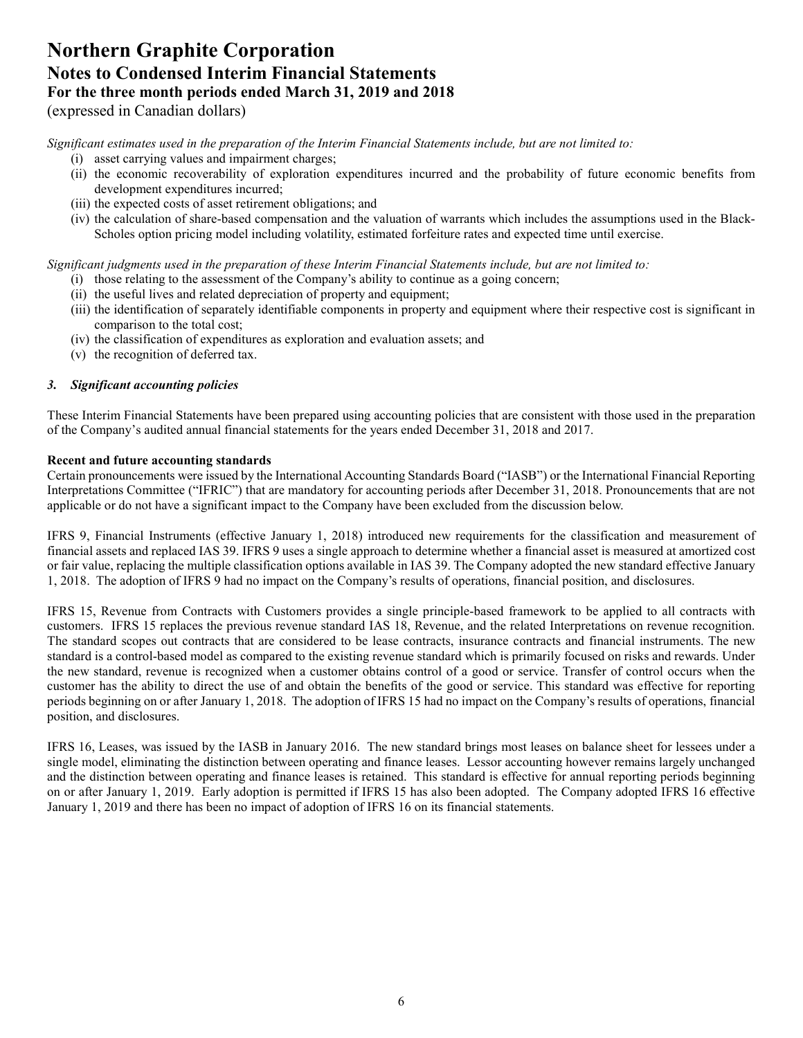*Significant estimates used in the preparation of the Interim Financial Statements include, but are not limited to:*

(i) asset carrying values and impairment charges;
(ii) the economic recoverability of exploration expenditures incurred and the probability of future economic benefits from development expenditures incurred;
(iii) the expected costs of asset retirement obligations; and
(iv) the calculation of share-based compensation and the valuation of warrants which includes the assumptions used in the Black-Scholes option pricing model including volatility, estimated forfeiture rates and expected time until exercise.

*Significant judgments used in the preparation of these Interim Financial Statements include, but are not limited to:*

(i) those relating to the assessment of the Company's ability to continue as a going concern;
(ii) the useful lives and related depreciation of property and equipment;
(iii) the identification of separately identifiable components in property and equipment where their respective cost is significant in comparison to the total cost;
(iv) the classification of expenditures as exploration and evaluation assets; and
(v) the recognition of deferred tax.

### *3. Significant accounting policies*

These Interim Financial Statements have been prepared using accounting policies that are consistent with those used in the preparation of the Company's audited annual financial statements for the years ended December 31, 2018 and 2017.

**Recent and future accounting standards**

Certain pronouncements were issued by the International Accounting Standards Board ("IASB") or the International Financial Reporting Interpretations Committee ("IFRIC") that are mandatory for accounting periods after December 31, 2018. Pronouncements that are not applicable or do not have a significant impact to the Company have been excluded from the discussion below.

IFRS 9, Financial Instruments (effective January 1, 2018) introduced new requirements for the classification and measurement of financial assets and replaced IAS 39. IFRS 9 uses a single approach to determine whether a financial asset is measured at amortized cost or fair value, replacing the multiple classification options available in IAS 39. The Company adopted the new standard effective January 1, 2018. The adoption of IFRS 9 had no impact on the Company's results of operations, financial position, and disclosures.

IFRS 15, Revenue from Contracts with Customers provides a single principle-based framework to be applied to all contracts with customers. IFRS 15 replaces the previous revenue standard IAS 18, Revenue, and the related Interpretations on revenue recognition. The standard scopes out contracts that are considered to be lease contracts, insurance contracts and financial instruments. The new standard is a control-based model as compared to the existing revenue standard which is primarily focused on risks and rewards. Under the new standard, revenue is recognized when a customer obtains control of a good or service. Transfer of control occurs when the customer has the ability to direct the use of and obtain the benefits of the good or service. This standard was effective for reporting periods beginning on or after January 1, 2018. The adoption of IFRS 15 had no impact on the Company's results of operations, financial position, and disclosures.

IFRS 16, Leases, was issued by the IASB in January 2016. The new standard brings most leases on balance sheet for lessees under a single model, eliminating the distinction between operating and finance leases. Lessor accounting however remains largely unchanged and the distinction between operating and finance leases is retained. This standard is effective for annual reporting periods beginning on or after January 1, 2019. Early adoption is permitted if IFRS 15 has also been adopted. The Company adopted IFRS 16 effective January 1, 2019 and there has been no impact of adoption of IFRS 16 on its financial statements.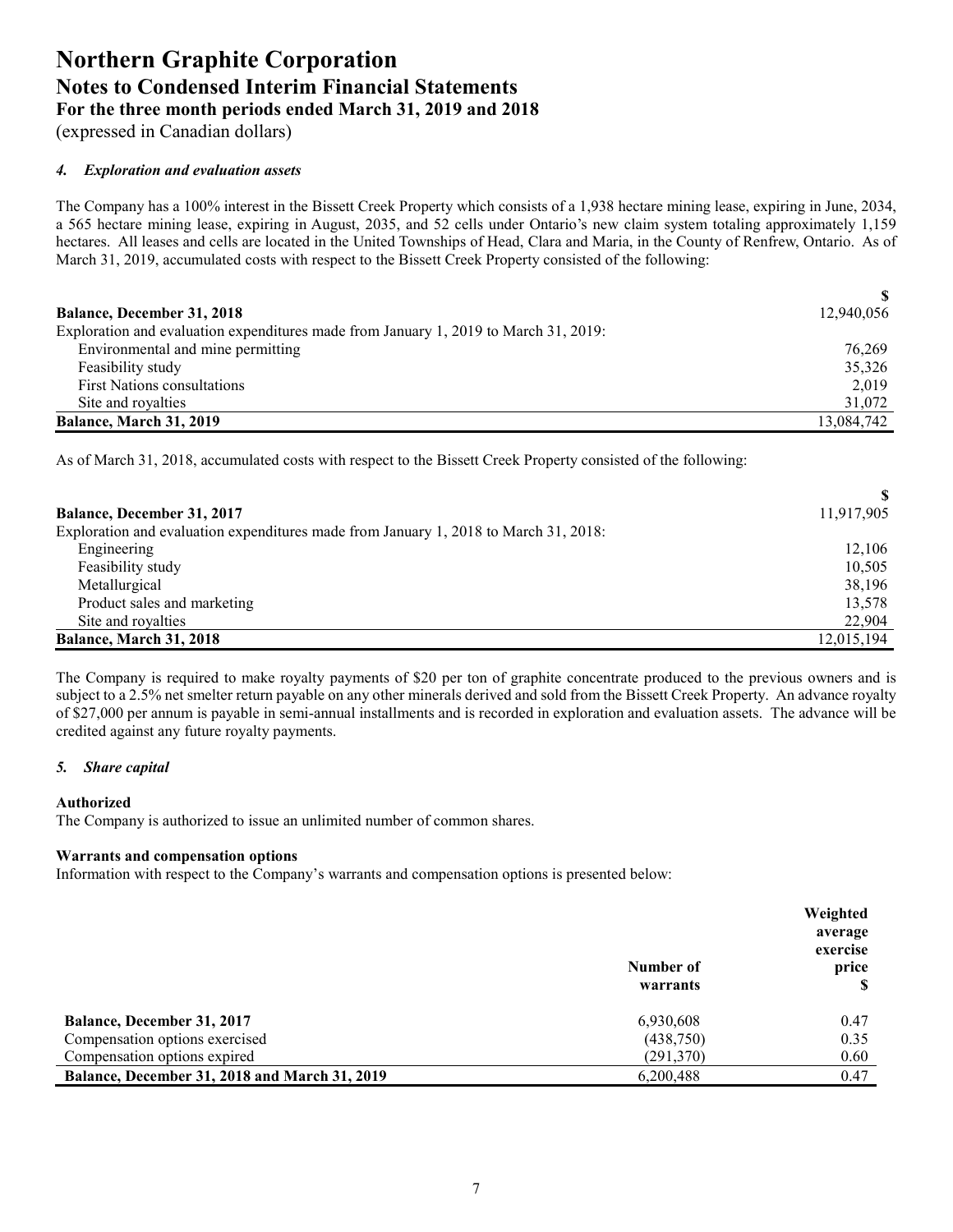# Northern Graphite Corporation
## Notes to Condensed Interim Financial Statements
## For the three month periods ended March 31, 2019 and 2018
(expressed in Canadian dollars)

### *4. Exploration and evaluation assets*

The Company has a 100% interest in the Bissett Creek Property which consists of a 1,938 hectare mining lease, expiring in June, 2034, a 565 hectare mining lease, expiring in August, 2035, and 52 cells under Ontario's new claim system totaling approximately 1,159 hectares. All leases and cells are located in the United Townships of Head, Clara and Maria, in the County of Renfrew, Ontario. As of March 31, 2019, accumulated costs with respect to the Bissett Creek Property consisted of the following:

| | $ |
|---|---|
| **Balance, December 31, 2018** | 12,940,056 |
| Exploration and evaluation expenditures made from January 1, 2019 to March 31, 2019: | |
| Environmental and mine permitting | 76,269 |
| Feasibility study | 35,326 |
| First Nations consultations | 2,019 |
| Site and royalties | 31,072 |
| **Balance, March 31, 2019** | 13,084,742 |

As of March 31, 2018, accumulated costs with respect to the Bissett Creek Property consisted of the following:

| | $ |
|---|---|
| **Balance, December 31, 2017** | 11,917,905 |
| Exploration and evaluation expenditures made from January 1, 2018 to March 31, 2018: | |
| Engineering | 12,106 |
| Feasibility study | 10,505 |
| Metallurgical | 38,196 |
| Product sales and marketing | 13,578 |
| Site and royalties | 22,904 |
| **Balance, March 31, 2018** | 12,015,194 |

The Company is required to make royalty payments of $20 per ton of graphite concentrate produced to the previous owners and is subject to a 2.5% net smelter return payable on any other minerals derived and sold from the Bissett Creek Property. An advance royalty of $27,000 per annum is payable in semi-annual installments and is recorded in exploration and evaluation assets. The advance will be credited against any future royalty payments.

### *5. Share capital*

**Authorized**

The Company is authorized to issue an unlimited number of common shares.

**Warrants and compensation options**

Information with respect to the Company's warrants and compensation options is presented below:

| | Number of warrants | Weighted average exercise price $ |
|---|---|---|
| **Balance, December 31, 2017** | 6,930,608 | 0.47 |
| Compensation options exercised | (438,750) | 0.35 |
| Compensation options expired | (291,370) | 0.60 |
| **Balance, December 31, 2018 and March 31, 2019** | 6,200,488 | 0.47 |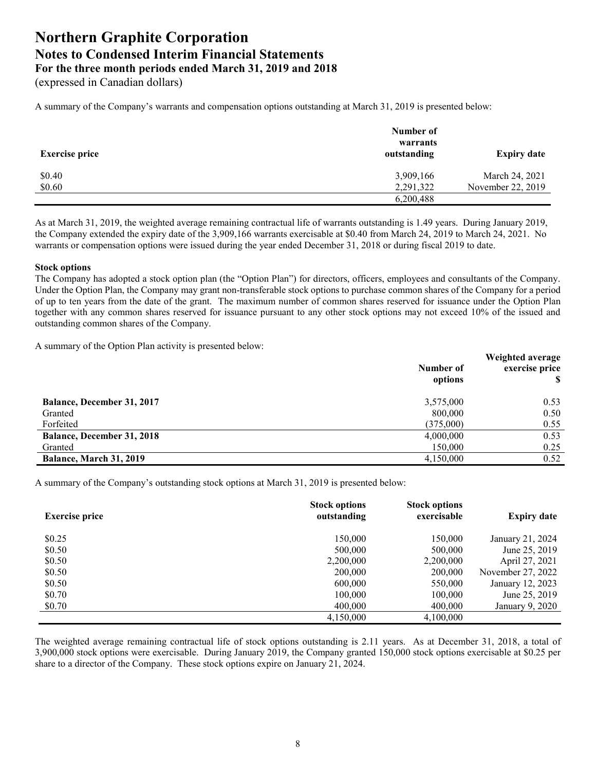# Northern Graphite Corporation
## Notes to Condensed Interim Financial Statements
### For the three month periods ended March 31, 2019 and 2018
(expressed in Canadian dollars)

A summary of the Company's warrants and compensation options outstanding at March 31, 2019 is presented below:

| Exercise price | Number of warrants outstanding | Expiry date |
|---|---|---|
| $0.40 | 3,909,166 | March 24, 2021 |
| $0.60 | 2,291,322 | November 22, 2019 |
| | 6,200,488 | |

As at March 31, 2019, the weighted average remaining contractual life of warrants outstanding is 1.49 years. During January 2019, the Company extended the expiry date of the 3,909,166 warrants exercisable at $0.40 from March 24, 2019 to March 24, 2021. No warrants or compensation options were issued during the year ended December 31, 2018 or during fiscal 2019 to date.

**Stock options**

The Company has adopted a stock option plan (the "Option Plan") for directors, officers, employees and consultants of the Company. Under the Option Plan, the Company may grant non-transferable stock options to purchase common shares of the Company for a period of up to ten years from the date of the grant. The maximum number of common shares reserved for issuance under the Option Plan together with any common shares reserved for issuance pursuant to any other stock options may not exceed 10% of the issued and outstanding common shares of the Company.

A summary of the Option Plan activity is presented below:

| | Number of options | Weighted average exercise price $ |
|---|---|---|
| **Balance, December 31, 2017** | 3,575,000 | 0.53 |
| Granted | 800,000 | 0.50 |
| Forfeited | (375,000) | 0.55 |
| **Balance, December 31, 2018** | 4,000,000 | 0.53 |
| Granted | 150,000 | 0.25 |
| **Balance, March 31, 2019** | 4,150,000 | 0.52 |

A summary of the Company's outstanding stock options at March 31, 2019 is presented below:

| Exercise price | Stock options outstanding | Stock options exercisable | Expiry date |
|---|---|---|---|
| $0.25 | 150,000 | 150,000 | January 21, 2024 |
| $0.50 | 500,000 | 500,000 | June 25, 2019 |
| $0.50 | 2,200,000 | 2,200,000 | April 27, 2021 |
| $0.50 | 200,000 | 200,000 | November 27, 2022 |
| $0.50 | 600,000 | 550,000 | January 12, 2023 |
| $0.70 | 100,000 | 100,000 | June 25, 2019 |
| $0.70 | 400,000 | 400,000 | January 9, 2020 |
| | 4,150,000 | 4,100,000 | |

The weighted average remaining contractual life of stock options outstanding is 2.11 years. As at December 31, 2018, a total of 3,900,000 stock options were exercisable. During January 2019, the Company granted 150,000 stock options exercisable at $0.25 per share to a director of the Company. These stock options expire on January 21, 2024.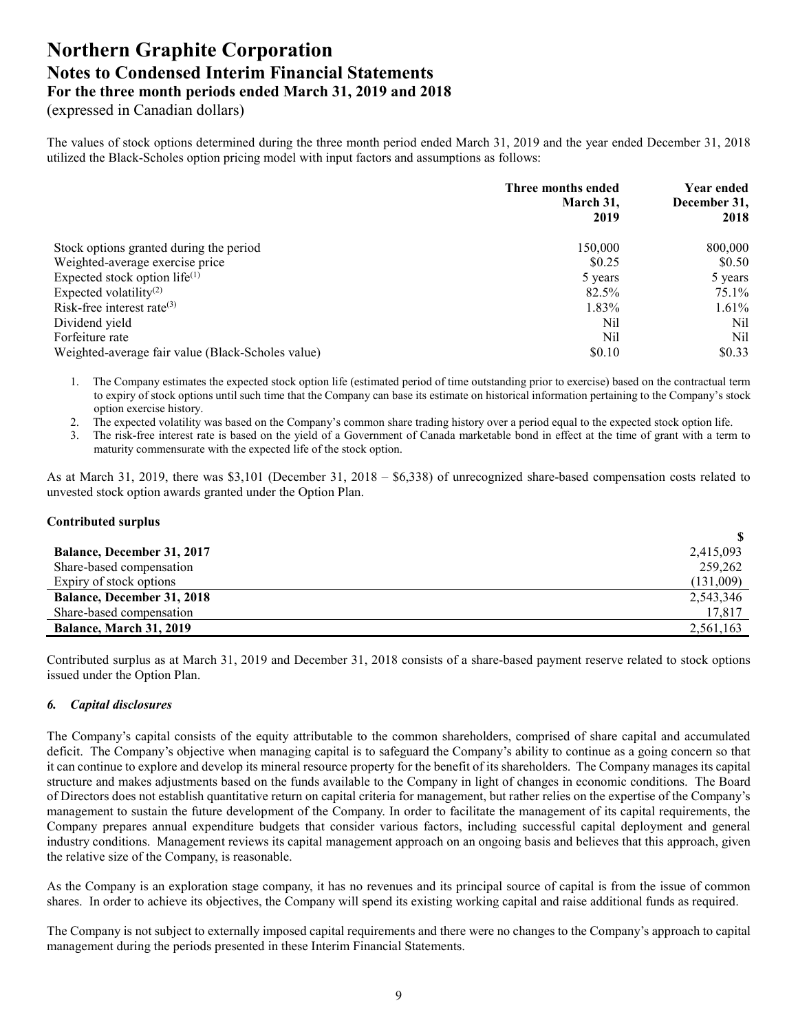The values of stock options determined during the three month period ended March 31, 2019 and the year ended December 31, 2018 utilized the Black-Scholes option pricing model with input factors and assumptions as follows:

| | Three months ended March 31, 2019 | Year ended December 31, 2018 |
|---|---|---|
| Stock options granted during the period | 150,000 | 800,000 |
| Weighted-average exercise price | \$0.25 | \$0.50 |
| Expected stock option life[(1)] | 5 years | 5 years |
| Expected volatility[(2)] | 82.5% | 75.1% |
| Risk-free interest rate[(3)] | 1.83% | 1.61% |
| Dividend yield | Nil | Nil |
| Forfeiture rate | Nil | Nil |
| Weighted-average fair value (Black-Scholes value) | \$0.10 | \$0.33 |

1. The Company estimates the expected stock option life (estimated period of time outstanding prior to exercise) based on the contractual term to expiry of stock options until such time that the Company can base its estimate on historical information pertaining to the Company's stock option exercise history.
2. The expected volatility was based on the Company's common share trading history over a period equal to the expected stock option life.
3. The risk-free interest rate is based on the yield of a Government of Canada marketable bond in effect at the time of grant with a term to maturity commensurate with the expected life of the stock option.

As at March 31, 2019, there was \$3,101 (December 31, 2018 – \$6,338) of unrecognized share-based compensation costs related to unvested stock option awards granted under the Option Plan.

**Contributed surplus**

| | \$ |
|---|---|
| **Balance, December 31, 2017** | 2,415,093 |
| Share-based compensation | 259,262 |
| Expiry of stock options | (131,009) |
| **Balance, December 31, 2018** | 2,543,346 |
| Share-based compensation | 17,817 |
| **Balance, March 31, 2019** | 2,561,163 |

Contributed surplus as at March 31, 2019 and December 31, 2018 consists of a share-based payment reserve related to stock options issued under the Option Plan.

## *6. Capital disclosures*

The Company's capital consists of the equity attributable to the common shareholders, comprised of share capital and accumulated deficit. The Company's objective when managing capital is to safeguard the Company's ability to continue as a going concern so that it can continue to explore and develop its mineral resource property for the benefit of its shareholders. The Company manages its capital structure and makes adjustments based on the funds available to the Company in light of changes in economic conditions. The Board of Directors does not establish quantitative return on capital criteria for management, but rather relies on the expertise of the Company's management to sustain the future development of the Company. In order to facilitate the management of its capital requirements, the Company prepares annual expenditure budgets that consider various factors, including successful capital deployment and general industry conditions. Management reviews its capital management approach on an ongoing basis and believes that this approach, given the relative size of the Company, is reasonable.

As the Company is an exploration stage company, it has no revenues and its principal source of capital is from the issue of common shares. In order to achieve its objectives, the Company will spend its existing working capital and raise additional funds as required.

The Company is not subject to externally imposed capital requirements and there were no changes to the Company's approach to capital management during the periods presented in these Interim Financial Statements.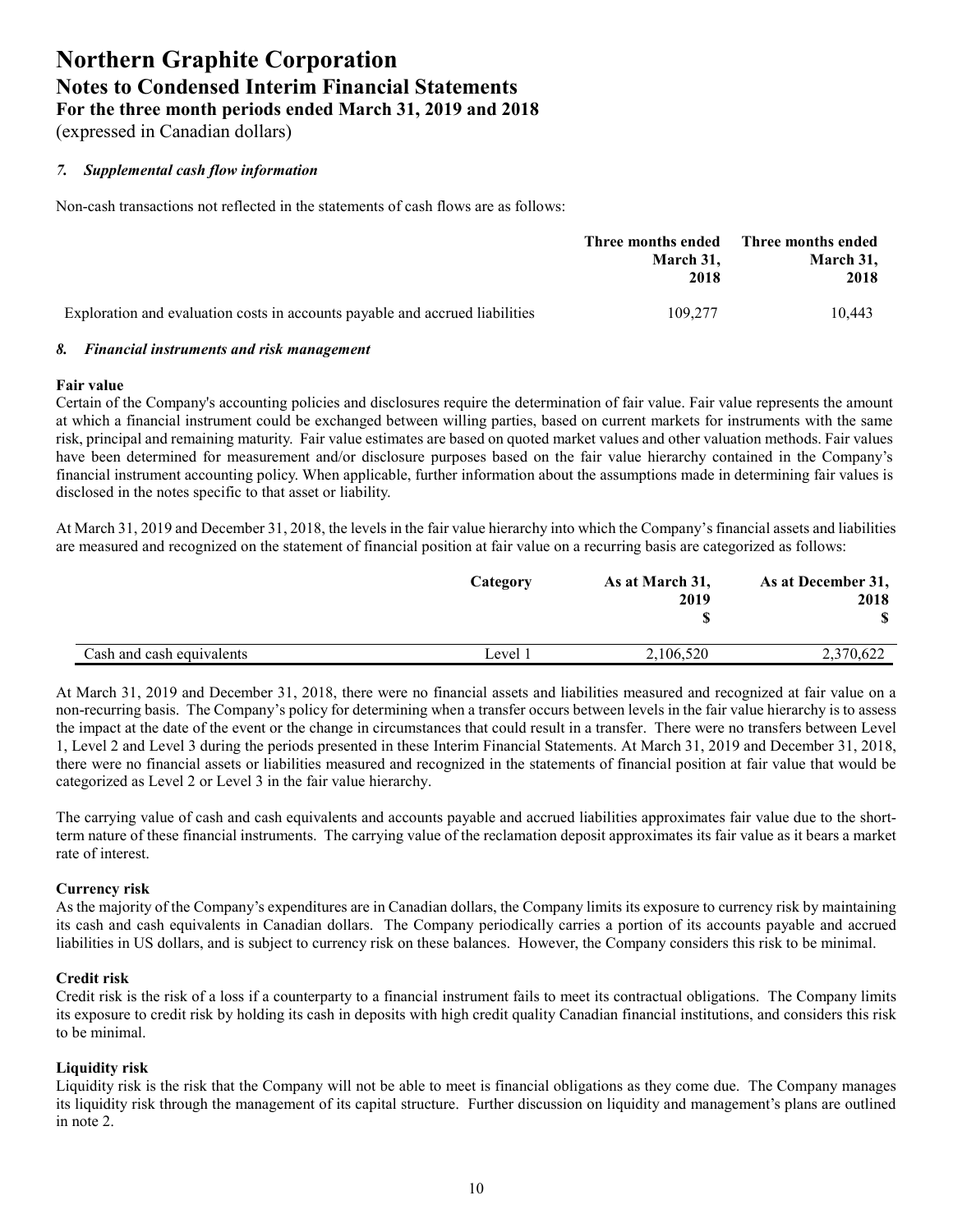# Northern Graphite Corporation
## Notes to Condensed Interim Financial Statements
### For the three month periods ended March 31, 2019 and 2018
(expressed in Canadian dollars)

### *7. Supplemental cash flow information*

Non-cash transactions not reflected in the statements of cash flows are as follows:

| | Three months ended March 31, 2018 | Three months ended March 31, 2018 |
|---|---|---|
| Exploration and evaluation costs in accounts payable and accrued liabilities | 109,277 | 10,443 |

### *8. Financial instruments and risk management*

**Fair value**
Certain of the Company's accounting policies and disclosures require the determination of fair value. Fair value represents the amount at which a financial instrument could be exchanged between willing parties, based on current markets for instruments with the same risk, principal and remaining maturity. Fair value estimates are based on quoted market values and other valuation methods. Fair values have been determined for measurement and/or disclosure purposes based on the fair value hierarchy contained in the Company's financial instrument accounting policy. When applicable, further information about the assumptions made in determining fair values is disclosed in the notes specific to that asset or liability.

At March 31, 2019 and December 31, 2018, the levels in the fair value hierarchy into which the Company's financial assets and liabilities are measured and recognized on the statement of financial position at fair value on a recurring basis are categorized as follows:

| | Category | As at March 31, 2019 $ | As at December 31, 2018 $ |
|---|---|---|---|
| Cash and cash equivalents | Level 1 | 2,106,520 | 2,370,622 |

At March 31, 2019 and December 31, 2018, there were no financial assets and liabilities measured and recognized at fair value on a non-recurring basis. The Company's policy for determining when a transfer occurs between levels in the fair value hierarchy is to assess the impact at the date of the event or the change in circumstances that could result in a transfer. There were no transfers between Level 1, Level 2 and Level 3 during the periods presented in these Interim Financial Statements. At March 31, 2019 and December 31, 2018, there were no financial assets or liabilities measured and recognized in the statements of financial position at fair value that would be categorized as Level 2 or Level 3 in the fair value hierarchy.

The carrying value of cash and cash equivalents and accounts payable and accrued liabilities approximates fair value due to the short-term nature of these financial instruments. The carrying value of the reclamation deposit approximates its fair value as it bears a market rate of interest.

**Currency risk**
As the majority of the Company's expenditures are in Canadian dollars, the Company limits its exposure to currency risk by maintaining its cash and cash equivalents in Canadian dollars. The Company periodically carries a portion of its accounts payable and accrued liabilities in US dollars, and is subject to currency risk on these balances. However, the Company considers this risk to be minimal.

**Credit risk**
Credit risk is the risk of a loss if a counterparty to a financial instrument fails to meet its contractual obligations. The Company limits its exposure to credit risk by holding its cash in deposits with high credit quality Canadian financial institutions, and considers this risk to be minimal.

**Liquidity risk**
Liquidity risk is the risk that the Company will not be able to meet is financial obligations as they come due. The Company manages its liquidity risk through the management of its capital structure. Further discussion on liquidity and management's plans are outlined in note 2.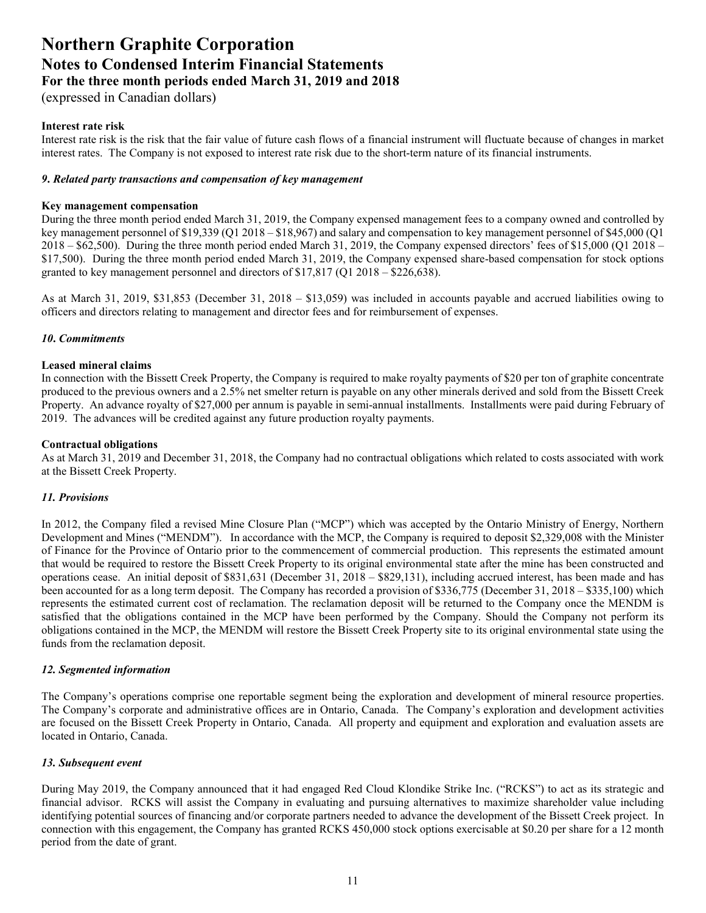### Interest rate risk

Interest rate risk is the risk that the fair value of future cash flows of a financial instrument will fluctuate because of changes in market interest rates. The Company is not exposed to interest rate risk due to the short-term nature of its financial instruments.

## *9. Related party transactions and compensation of key management*

### Key management compensation

During the three month period ended March 31, 2019, the Company expensed management fees to a company owned and controlled by key management personnel of $19,339 (Q1 2018 – $18,967) and salary and compensation to key management personnel of $45,000 (Q1 2018 – $62,500). During the three month period ended March 31, 2019, the Company expensed directors' fees of $15,000 (Q1 2018 – $17,500). During the three month period ended March 31, 2019, the Company expensed share-based compensation for stock options granted to key management personnel and directors of $17,817 (Q1 2018 – $226,638).

As at March 31, 2019, $31,853 (December 31, 2018 – $13,059) was included in accounts payable and accrued liabilities owing to officers and directors relating to management and director fees and for reimbursement of expenses.

## *10. Commitments*

### Leased mineral claims

In connection with the Bissett Creek Property, the Company is required to make royalty payments of $20 per ton of graphite concentrate produced to the previous owners and a 2.5% net smelter return is payable on any other minerals derived and sold from the Bissett Creek Property. An advance royalty of $27,000 per annum is payable in semi-annual installments. Installments were paid during February of 2019. The advances will be credited against any future production royalty payments.

### Contractual obligations

As at March 31, 2019 and December 31, 2018, the Company had no contractual obligations which related to costs associated with work at the Bissett Creek Property.

## *11. Provisions*

In 2012, the Company filed a revised Mine Closure Plan ("MCP") which was accepted by the Ontario Ministry of Energy, Northern Development and Mines ("MENDM"). In accordance with the MCP, the Company is required to deposit $2,329,008 with the Minister of Finance for the Province of Ontario prior to the commencement of commercial production. This represents the estimated amount that would be required to restore the Bissett Creek Property to its original environmental state after the mine has been constructed and operations cease. An initial deposit of $831,631 (December 31, 2018 – $829,131), including accrued interest, has been made and has been accounted for as a long term deposit. The Company has recorded a provision of $336,775 (December 31, 2018 – $335,100) which represents the estimated current cost of reclamation. The reclamation deposit will be returned to the Company once the MENDM is satisfied that the obligations contained in the MCP have been performed by the Company. Should the Company not perform its obligations contained in the MCP, the MENDM will restore the Bissett Creek Property site to its original environmental state using the funds from the reclamation deposit.

## *12. Segmented information*

The Company's operations comprise one reportable segment being the exploration and development of mineral resource properties. The Company's corporate and administrative offices are in Ontario, Canada. The Company's exploration and development activities are focused on the Bissett Creek Property in Ontario, Canada. All property and equipment and exploration and evaluation assets are located in Ontario, Canada.

## *13. Subsequent event*

During May 2019, the Company announced that it had engaged Red Cloud Klondike Strike Inc. ("RCKS") to act as its strategic and financial advisor. RCKS will assist the Company in evaluating and pursuing alternatives to maximize shareholder value including identifying potential sources of financing and/or corporate partners needed to advance the development of the Bissett Creek project. In connection with this engagement, the Company has granted RCKS 450,000 stock options exercisable at $0.20 per share for a 12 month period from the date of grant.